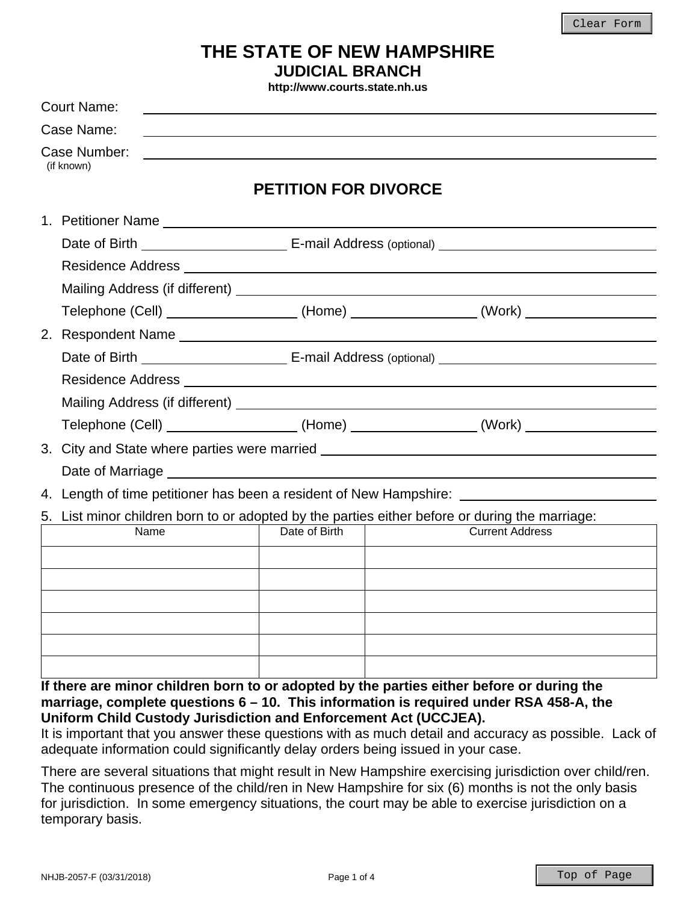# THE STATE OF NEW HAMPSHIRE
## JUDICIAL BRANCH
**http://www.courts.state.nh.us**

Court Name: ______________________________

Case Name: ______________________________

Case Number: ______________________________
(if known)

## PETITION FOR DIVORCE

1. Petitioner Name ______________________________

   Date of Birth ______________ E-mail Address (optional) ______________

   Residence Address ______________________________

   Mailing Address (if different) ______________________________

   Telephone (Cell) ____________ (Home) ____________ (Work) ____________

2. Respondent Name ______________________________

   Date of Birth ______________ E-mail Address (optional) ______________

   Residence Address ______________________________

   Mailing Address (if different) ______________________________

   Telephone (Cell) ____________ (Home) ____________ (Work) ____________

3. City and State where parties were married ______________________________

   Date of Marriage ______________________________

4. Length of time petitioner has been a resident of New Hampshire: ______________

5. List minor children born to or adopted by the parties either before or during the marriage:

| Name | Date of Birth | Current Address |
|---|---|---|
| | | |
| | | |
| | | |
| | | |
| | | |
| | | |

**If there are minor children born to or adopted by the parties either before or during the marriage, complete questions 6 – 10. This information is required under RSA 458-A, the Uniform Child Custody Jurisdiction and Enforcement Act (UCCJEA).**
It is important that you answer these questions with as much detail and accuracy as possible. Lack of adequate information could significantly delay orders being issued in your case.

There are several situations that might result in New Hampshire exercising jurisdiction over child/ren. The continuous presence of the child/ren in New Hampshire for six (6) months is not the only basis for jurisdiction. In some emergency situations, the court may be able to exercise jurisdiction on a temporary basis.

NHJB-2057-F (03/31/2018)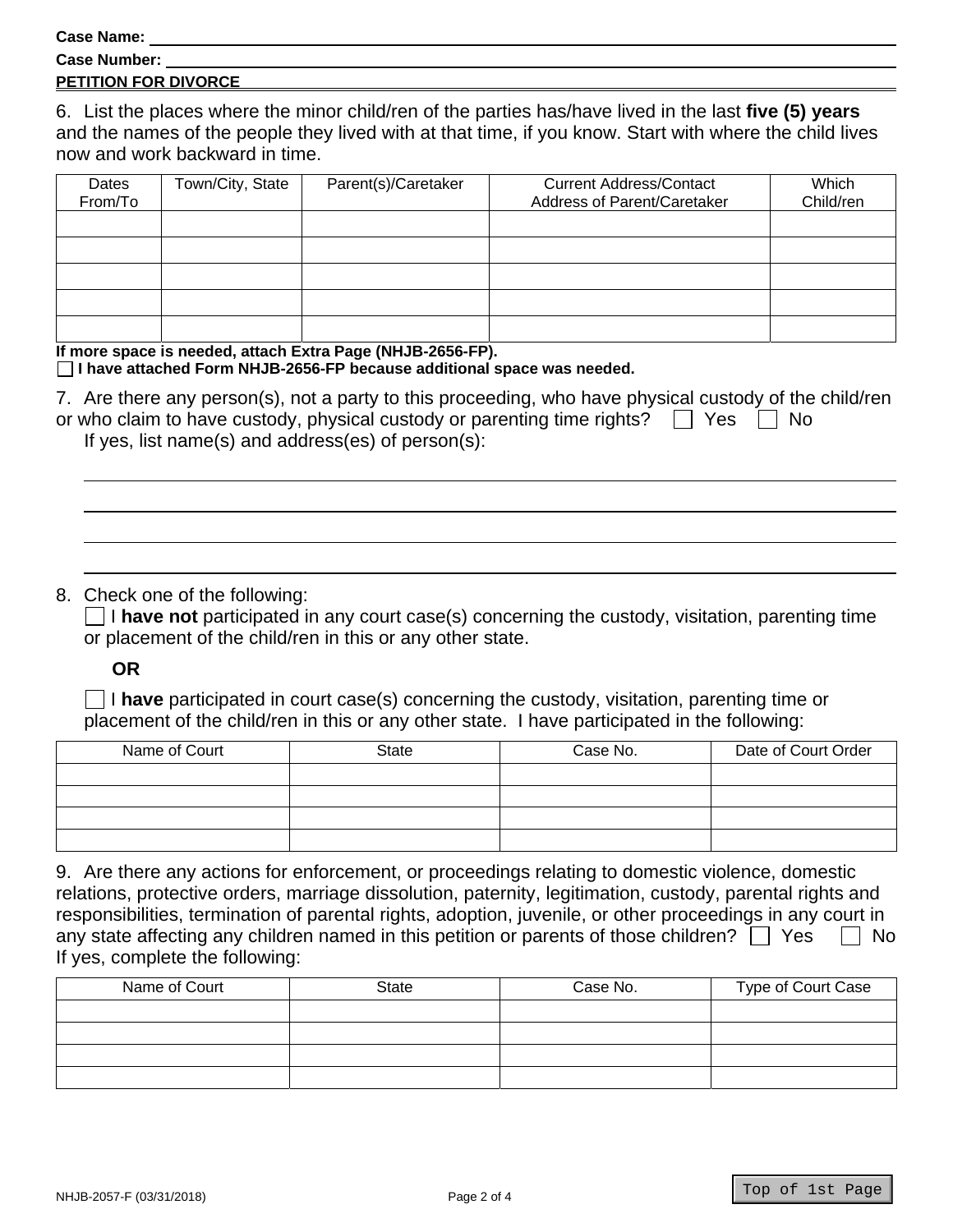Case Name: 

Case Number: 

PETITION FOR DIVORCE

6. List the places where the minor child/ren of the parties has/have lived in the last **five (5) years** and the names of the people they lived with at that time, if you know. Start with where the child lives now and work backward in time.

| Dates From/To | Town/City, State | Parent(s)/Caretaker | Current Address/Contact Address of Parent/Caretaker | Which Child/ren |
|---|---|---|---|---|
| | | | | |
| | | | | |
| | | | | |
| | | | | |
| | | | | |

**If more space is needed, attach Extra Page (NHJB-2656-FP).**

☐ **I have attached Form NHJB-2656-FP because additional space was needed.**

7. Are there any person(s), not a party to this proceeding, who have physical custody of the child/ren or who claim to have custody, physical custody or parenting time rights? ☐ Yes ☐ No

If yes, list name(s) and address(es) of person(s):

8. Check one of the following:

☐ I **have not** participated in any court case(s) concerning the custody, visitation, parenting time or placement of the child/ren in this or any other state.

**OR**

☐ I **have** participated in court case(s) concerning the custody, visitation, parenting time or placement of the child/ren in this or any other state. I have participated in the following:

| Name of Court | State | Case No. | Date of Court Order |
|---|---|---|---|
| | | | |
| | | | |
| | | | |
| | | | |

9. Are there any actions for enforcement, or proceedings relating to domestic violence, domestic relations, protective orders, marriage dissolution, paternity, legitimation, custody, parental rights and responsibilities, termination of parental rights, adoption, juvenile, or other proceedings in any court in any state affecting any children named in this petition or parents of those children? ☐ Yes ☐ No

If yes, complete the following:

| Name of Court | State | Case No. | Type of Court Case |
|---|---|---|---|
| | | | |
| | | | |
| | | | |
| | | | |

NHJB-2057-F (03/31/2018)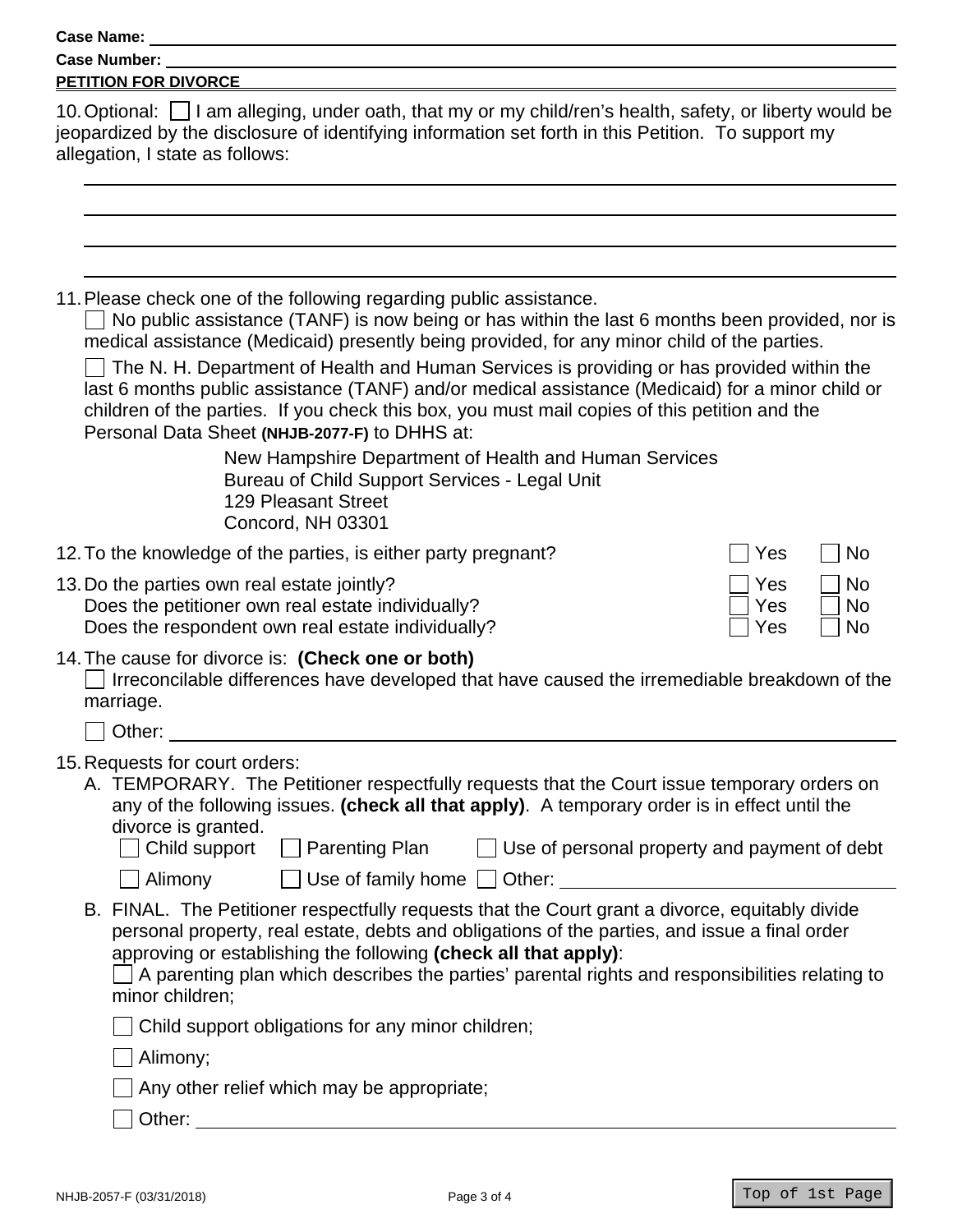Case Name: \_\_\_\_\_\_\_\_\_\_\_\_\_\_\_\_\_\_\_\_\_\_\_\_\_\_\_\_\_\_\_\_\_\_\_\_\_\_

Case Number: \_\_\_\_\_\_\_\_\_\_\_\_\_\_\_\_\_\_\_\_\_\_\_\_\_\_\_\_\_\_\_\_\_\_\_\_

**PETITION FOR DIVORCE**

10. Optional: ☐ I am alleging, under oath, that my or my child/ren's health, safety, or liberty would be jeopardized by the disclosure of identifying information set forth in this Petition. To support my allegation, I state as follows:

\_\_\_\_\_\_\_\_\_\_\_\_\_\_\_\_\_\_\_\_\_\_\_\_\_\_\_\_\_\_\_\_\_\_\_\_\_\_\_\_\_\_\_\_\_\_\_\_\_\_\_\_\_\_\_\_\_\_\_\_\_\_

\_\_\_\_\_\_\_\_\_\_\_\_\_\_\_\_\_\_\_\_\_\_\_\_\_\_\_\_\_\_\_\_\_\_\_\_\_\_\_\_\_\_\_\_\_\_\_\_\_\_\_\_\_\_\_\_\_\_\_\_\_\_

\_\_\_\_\_\_\_\_\_\_\_\_\_\_\_\_\_\_\_\_\_\_\_\_\_\_\_\_\_\_\_\_\_\_\_\_\_\_\_\_\_\_\_\_\_\_\_\_\_\_\_\_\_\_\_\_\_\_\_\_\_\_

\_\_\_\_\_\_\_\_\_\_\_\_\_\_\_\_\_\_\_\_\_\_\_\_\_\_\_\_\_\_\_\_\_\_\_\_\_\_\_\_\_\_\_\_\_\_\_\_\_\_\_\_\_\_\_\_\_\_\_\_\_\_

11. Please check one of the following regarding public assistance.

    ☐ No public assistance (TANF) is now being or has within the last 6 months been provided, nor is medical assistance (Medicaid) presently being provided, for any minor child of the parties.

    ☐ The N. H. Department of Health and Human Services is providing or has provided within the last 6 months public assistance (TANF) and/or medical assistance (Medicaid) for a minor child or children of the parties. If you check this box, you must mail copies of this petition and the Personal Data Sheet **(NHJB-2077-F)** to DHHS at:

    New Hampshire Department of Health and Human Services
    Bureau of Child Support Services - Legal Unit
    129 Pleasant Street
    Concord, NH 03301

12. To the knowledge of the parties, is either party pregnant? ☐ Yes ☐ No

13. Do the parties own real estate jointly? ☐ Yes ☐ No
    Does the petitioner own real estate individually? ☐ Yes ☐ No
    Does the respondent own real estate individually? ☐ Yes ☐ No

14. The cause for divorce is: **(Check one or both)**

    ☐ Irreconcilable differences have developed that have caused the irremediable breakdown of the marriage.

    ☐ Other: \_\_\_\_\_\_\_\_\_\_\_\_\_\_\_\_\_\_\_\_\_\_\_\_\_\_\_\_\_\_\_\_\_\_\_\_\_\_\_\_

15. Requests for court orders:

    A. TEMPORARY. The Petitioner respectfully requests that the Court issue temporary orders on any of the following issues. **(check all that apply)**. A temporary order is in effect until the divorce is granted.

    ☐ Child support ☐ Parenting Plan ☐ Use of personal property and payment of debt

    ☐ Alimony ☐ Use of family home ☐ Other: \_\_\_\_\_\_\_\_\_\_\_\_\_\_\_\_\_\_\_\_\_\_\_\_

    B. FINAL. The Petitioner respectfully requests that the Court grant a divorce, equitably divide personal property, real estate, debts and obligations of the parties, and issue a final order approving or establishing the following **(check all that apply)**:

    ☐ A parenting plan which describes the parties' parental rights and responsibilities relating to minor children;

    ☐ Child support obligations for any minor children;

    ☐ Alimony;

    ☐ Any other relief which may be appropriate;

    ☐ Other: \_\_\_\_\_\_\_\_\_\_\_\_\_\_\_\_\_\_\_\_\_\_\_\_\_\_\_\_\_\_\_\_\_\_\_\_\_\_\_\_

NHJB-2057-F (03/31/2018)

Top of 1st Page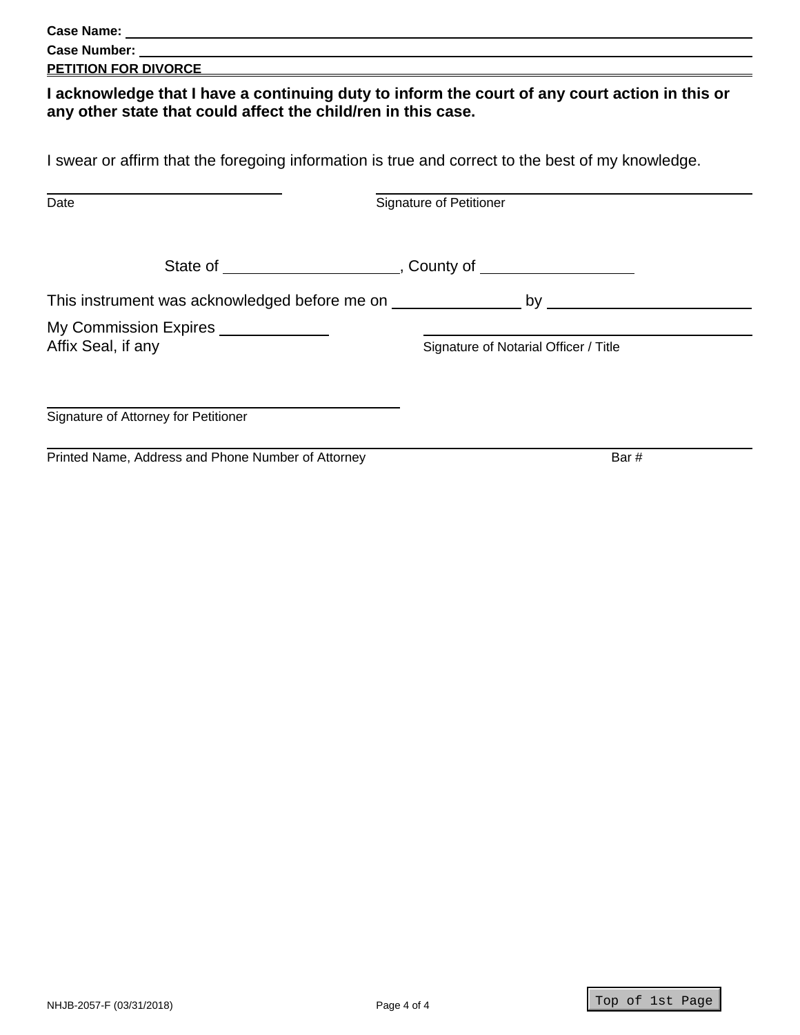Case Name: ______________________________________________

Case Number: ______________________________________________

**PETITION FOR DIVORCE**

**I acknowledge that I have a continuing duty to inform the court of any court action in this or any other state that could affect the child/ren in this case.**

I swear or affirm that the foregoing information is true and correct to the best of my knowledge.

______________________________ ______________________________

Date Signature of Petitioner

State of ____________________, County of ________________

This instrument was acknowledged before me on ______________ by ____________________

My Commission Expires ____________ ______________________________

Affix Seal, if any Signature of Notarial Officer / Title

______________________________

Signature of Attorney for Petitioner

______________________________________________

Printed Name, Address and Phone Number of Attorney Bar #

NHJB-2057-F (03/31/2018)